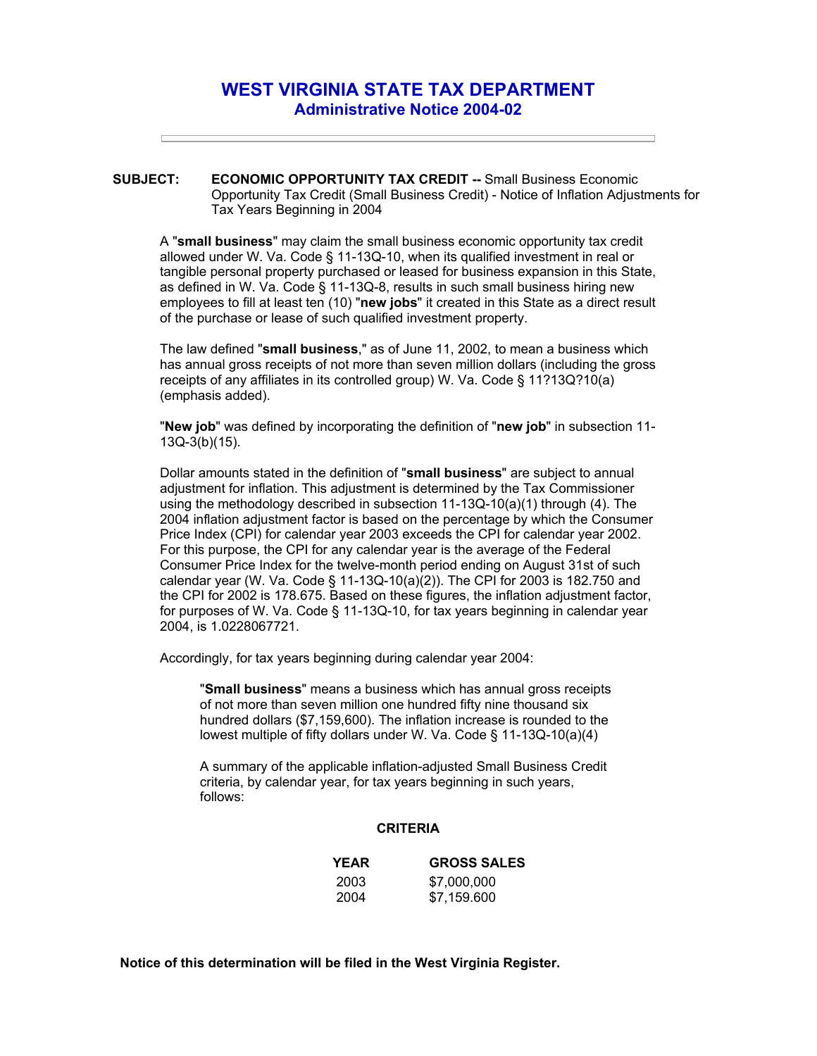# WEST VIRGINIA STATE TAX DEPARTMENT
## Administrative Notice 2004-02

**SUBJECT:** **ECONOMIC OPPORTUNITY TAX CREDIT --** Small Business Economic Opportunity Tax Credit (Small Business Credit) - Notice of Inflation Adjustments for Tax Years Beginning in 2004

A "**small business**" may claim the small business economic opportunity tax credit allowed under W. Va. Code § 11-13Q-10, when its qualified investment in real or tangible personal property purchased or leased for business expansion in this State, as defined in W. Va. Code § 11-13Q-8, results in such small business hiring new employees to fill at least ten (10) "**new jobs**" it created in this State as a direct result of the purchase or lease of such qualified investment property.

The law defined "**small business**," as of June 11, 2002, to mean a business which has annual gross receipts of not more than seven million dollars (including the gross receipts of any affiliates in its controlled group) W. Va. Code § 11?13Q?10(a) (emphasis added).

"**New job**" was defined by incorporating the definition of "**new job**" in subsection 11-13Q-3(b)(15).

Dollar amounts stated in the definition of "**small business**" are subject to annual adjustment for inflation. This adjustment is determined by the Tax Commissioner using the methodology described in subsection 11-13Q-10(a)(1) through (4). The 2004 inflation adjustment factor is based on the percentage by which the Consumer Price Index (CPI) for calendar year 2003 exceeds the CPI for calendar year 2002. For this purpose, the CPI for any calendar year is the average of the Federal Consumer Price Index for the twelve-month period ending on August 31st of such calendar year (W. Va. Code § 11-13Q-10(a)(2)). The CPI for 2003 is 182.750 and the CPI for 2002 is 178.675. Based on these figures, the inflation adjustment factor, for purposes of W. Va. Code § 11-13Q-10, for tax years beginning in calendar year 2004, is 1.0228067721.

Accordingly, for tax years beginning during calendar year 2004:

> "**Small business**" means a business which has annual gross receipts of not more than seven million one hundred fifty nine thousand six hundred dollars ($7,159,600). The inflation increase is rounded to the lowest multiple of fifty dollars under W. Va. Code § 11-13Q-10(a)(4)
>
> A summary of the applicable inflation-adjusted Small Business Credit criteria, by calendar year, for tax years beginning in such years, follows:

**CRITERIA**

| YEAR | GROSS SALES |
|---|---|
| 2003 | $7,000,000 |
| 2004 | $7,159.600 |

**Notice of this determination will be filed in the West Virginia Register.**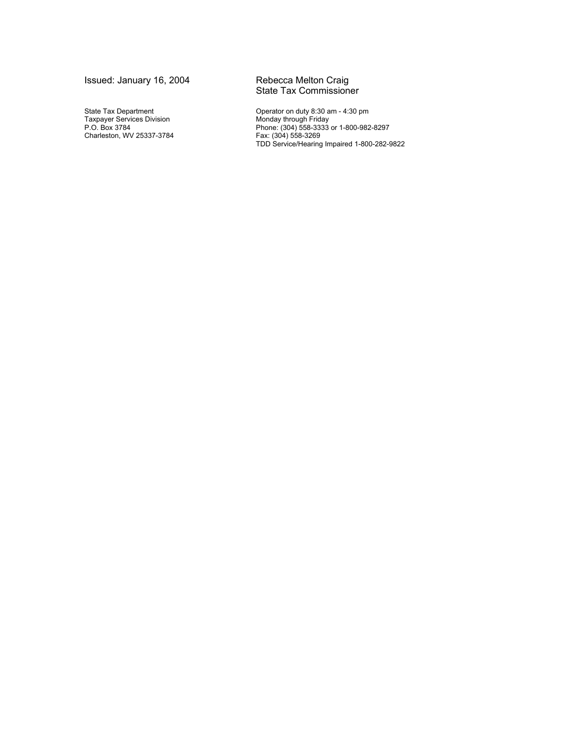Issued: January 16, 2004

Rebecca Melton Craig
State Tax Commissioner

State Tax Department
Taxpayer Services Division
P.O. Box 3784
Charleston, WV 25337-3784

Operator on duty 8:30 am - 4:30 pm
Monday through Friday
Phone: (304) 558-3333 or 1-800-982-8297
Fax: (304) 558-3269
TDD Service/Hearing Impaired 1-800-282-9822